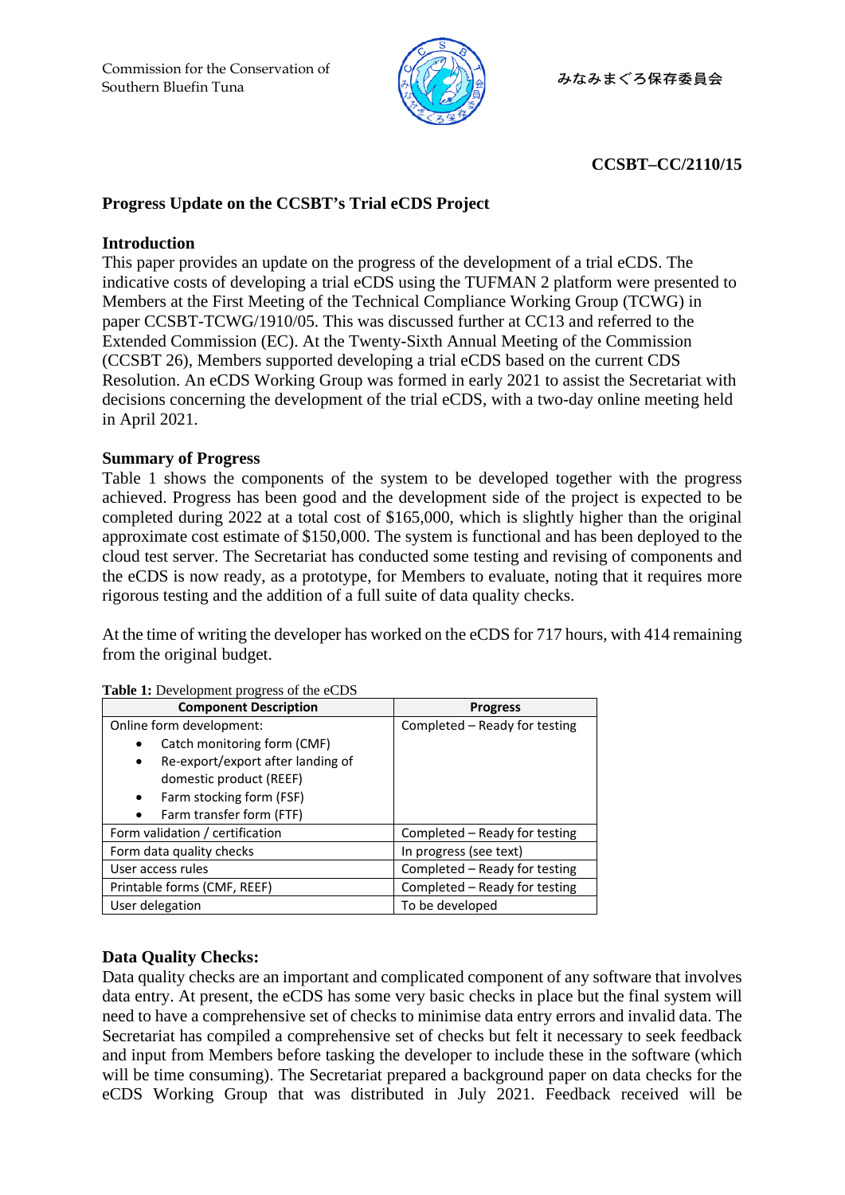Commission for the Conservation of Southern Bluefin Tuna

みなみまぐろ保存委員会

**CCSBT–CC/2110/15**

## Progress Update on the CCSBT's Trial eCDS Project

### Introduction

This paper provides an update on the progress of the development of a trial eCDS. The indicative costs of developing a trial eCDS using the TUFMAN 2 platform were presented to Members at the First Meeting of the Technical Compliance Working Group (TCWG) in paper CCSBT-TCWG/1910/05. This was discussed further at CC13 and referred to the Extended Commission (EC). At the Twenty-Sixth Annual Meeting of the Commission (CCSBT 26), Members supported developing a trial eCDS based on the current CDS Resolution. An eCDS Working Group was formed in early 2021 to assist the Secretariat with decisions concerning the development of the trial eCDS, with a two-day online meeting held in April 2021.

### Summary of Progress

Table 1 shows the components of the system to be developed together with the progress achieved. Progress has been good and the development side of the project is expected to be completed during 2022 at a total cost of $165,000, which is slightly higher than the original approximate cost estimate of $150,000. The system is functional and has been deployed to the cloud test server. The Secretariat has conducted some testing and revising of components and the eCDS is now ready, as a prototype, for Members to evaluate, noting that it requires more rigorous testing and the addition of a full suite of data quality checks.

At the time of writing the developer has worked on the eCDS for 717 hours, with 414 remaining from the original budget.

**Table 1:** Development progress of the eCDS

| Component Description | Progress |
|---|---|
| Online form development:<br>• Catch monitoring form (CMF)<br>• Re-export/export after landing of domestic product (REEF)<br>• Farm stocking form (FSF)<br>• Farm transfer form (FTF) | Completed – Ready for testing |
| Form validation / certification | Completed – Ready for testing |
| Form data quality checks | In progress (see text) |
| User access rules | Completed – Ready for testing |
| Printable forms (CMF, REEF) | Completed – Ready for testing |
| User delegation | To be developed |

### Data Quality Checks:

Data quality checks are an important and complicated component of any software that involves data entry. At present, the eCDS has some very basic checks in place but the final system will need to have a comprehensive set of checks to minimise data entry errors and invalid data. The Secretariat has compiled a comprehensive set of checks but felt it necessary to seek feedback and input from Members before tasking the developer to include these in the software (which will be time consuming). The Secretariat prepared a background paper on data checks for the eCDS Working Group that was distributed in July 2021. Feedback received will be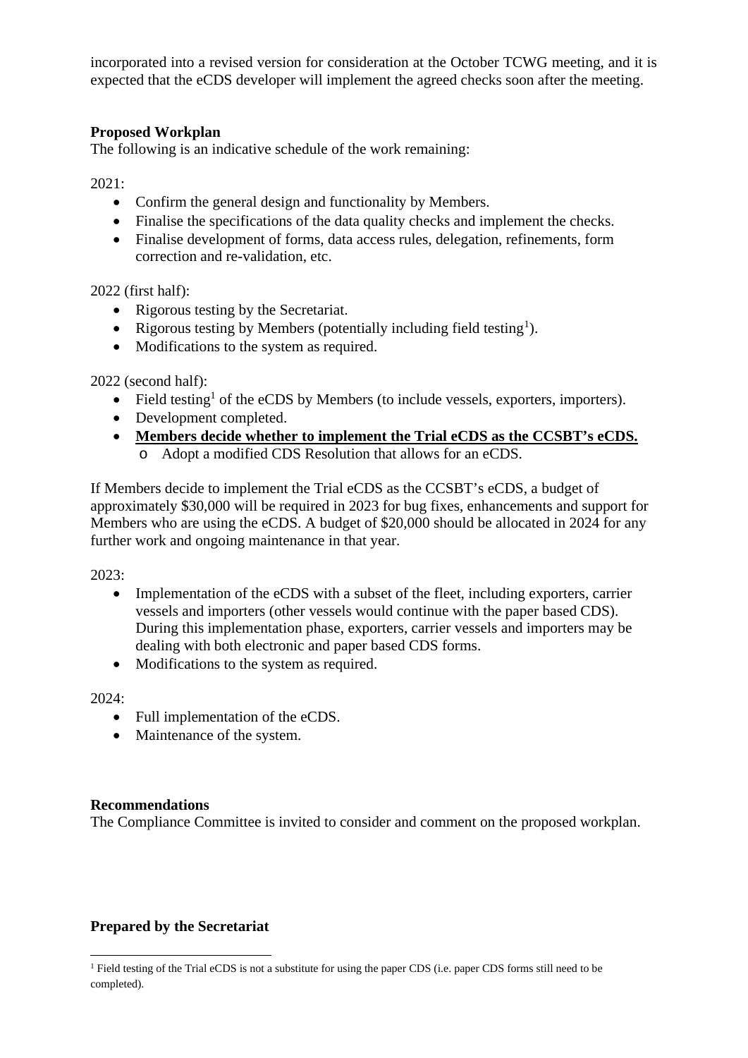incorporated into a revised version for consideration at the October TCWG meeting, and it is expected that the eCDS developer will implement the agreed checks soon after the meeting.

**Proposed Workplan**

The following is an indicative schedule of the work remaining:

2021:

- Confirm the general design and functionality by Members.
- Finalise the specifications of the data quality checks and implement the checks.
- Finalise development of forms, data access rules, delegation, refinements, form correction and re-validation, etc.

2022 (first half):

- Rigorous testing by the Secretariat.
- Rigorous testing by Members (potentially including field testing[1]).
- Modifications to the system as required.

2022 (second half):

- Field testing[1] of the eCDS by Members (to include vessels, exporters, importers).
- Development completed.
- **Members decide whether to implement the Trial eCDS as the CCSBT's eCDS.**
    - Adopt a modified CDS Resolution that allows for an eCDS.

If Members decide to implement the Trial eCDS as the CCSBT's eCDS, a budget of approximately $30,000 will be required in 2023 for bug fixes, enhancements and support for Members who are using the eCDS. A budget of $20,000 should be allocated in 2024 for any further work and ongoing maintenance in that year.

2023:

- Implementation of the eCDS with a subset of the fleet, including exporters, carrier vessels and importers (other vessels would continue with the paper based CDS). During this implementation phase, exporters, carrier vessels and importers may be dealing with both electronic and paper based CDS forms.
- Modifications to the system as required.

2024:

- Full implementation of the eCDS.
- Maintenance of the system.

**Recommendations**

The Compliance Committee is invited to consider and comment on the proposed workplan.

**Prepared by the Secretariat**

[1] Field testing of the Trial eCDS is not a substitute for using the paper CDS (i.e. paper CDS forms still need to be completed).